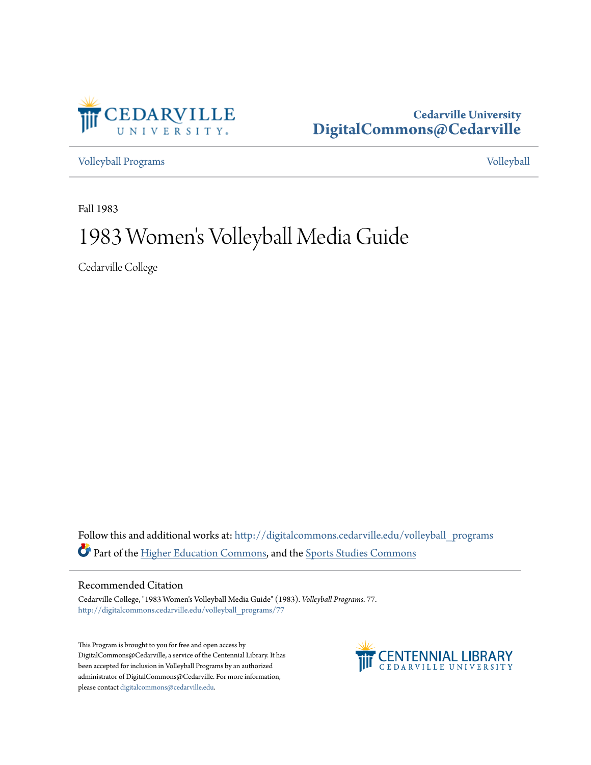Cedarville University
DigitalCommons@Cedarville

Volleyball Programs | Volleyball

Fall 1983

# 1983 Women's Volleyball Media Guide

Cedarville College

Follow this and additional works at: http://digitalcommons.cedarville.edu/volleyball_programs

Part of the Higher Education Commons, and the Sports Studies Commons

## Recommended Citation

Cedarville College, "1983 Women's Volleyball Media Guide" (1983). *Volleyball Programs*. 77.
http://digitalcommons.cedarville.edu/volleyball_programs/77

This Program is brought to you for free and open access by DigitalCommons@Cedarville, a service of the Centennial Library. It has been accepted for inclusion in Volleyball Programs by an authorized administrator of DigitalCommons@Cedarville. For more information, please contact digitalcommons@cedarville.edu.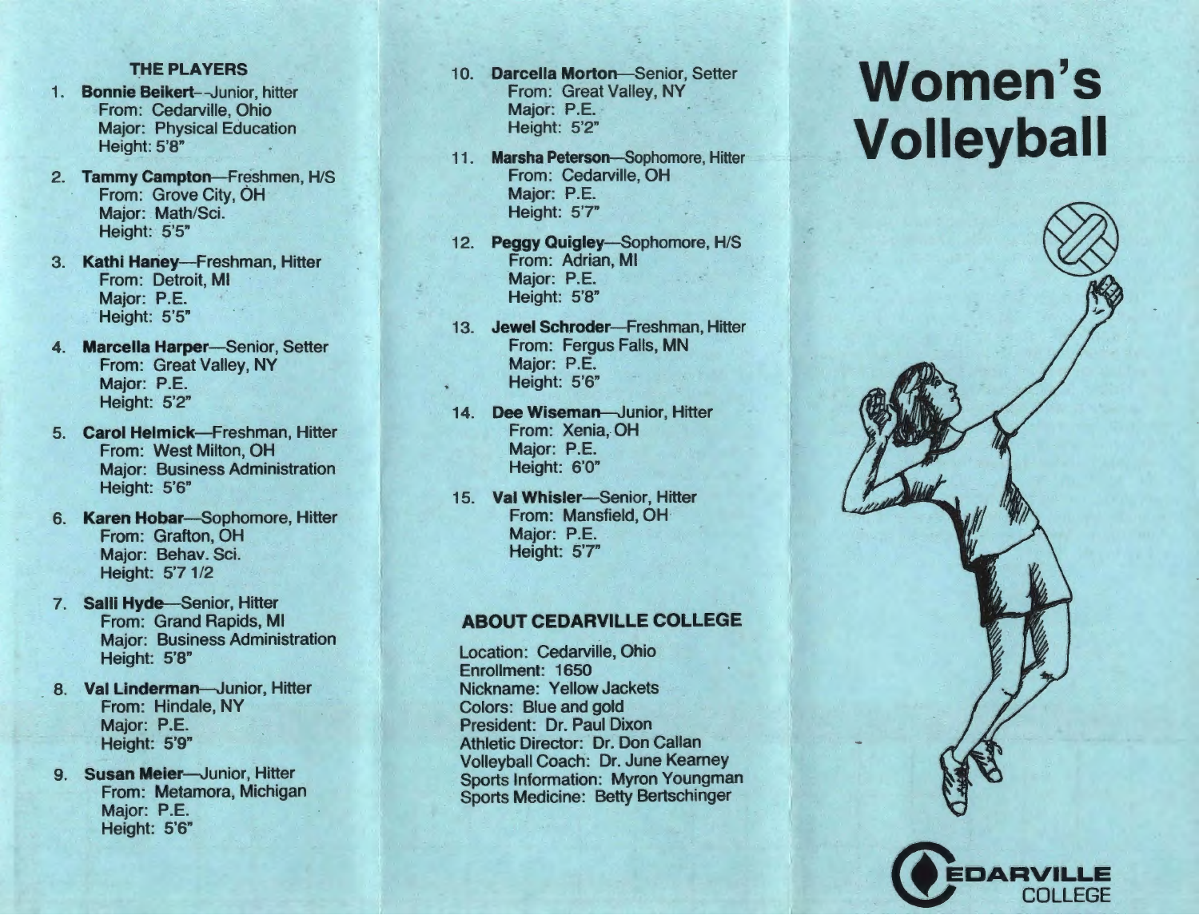## THE PLAYERS

1. **Bonnie Beikert**—Junior, hitter
   From: Cedarville, Ohio
   Major: Physical Education
   Height: 5'8"
2. **Tammy Campton**—Freshmen, H/S
   From: Grove City, OH
   Major: Math/Sci.
   Height: 5'5"
3. **Kathi Haney**—Freshman, Hitter
   From: Detroit, MI
   Major: P.E.
   Height: 5'5"
4. **Marcella Harper**—Senior, Setter
   From: Great Valley, NY
   Major: P.E.
   Height: 5'2"
5. **Carol Helmick**—Freshman, Hitter
   From: West Milton, OH
   Major: Business Administration
   Height: 5'6"
6. **Karen Hobar**—Sophomore, Hitter
   From: Grafton, OH
   Major: Behav. Sci.
   Height: 5'7 1/2
7. **Salli Hyde**—Senior, Hitter
   From: Grand Rapids, MI
   Major: Business Administration
   Height: 5'8"
8. **Val Linderman**—Junior, Hitter
   From: Hindale, NY
   Major: P.E.
   Height: 5'9"
9. **Susan Meier**—Junior, Hitter
   From: Metamora, Michigan
   Major: P.E.
   Height: 5'6"
10. **Darcella Morton**—Senior, Setter
    From: Great Valley, NY
    Major: P.E.
    Height: 5'2"
11. **Marsha Peterson**—Sophomore, Hitter
    From: Cedarville, OH
    Major: P.E.
    Height: 5'7"
12. **Peggy Quigley**—Sophomore, H/S
    From: Adrian, MI
    Major: P.E.
    Height: 5'8"
13. **Jewel Schroder**—Freshman, Hitter
    From: Fergus Falls, MN
    Major: P.E.
    Height: 5'6"
14. **Dee Wiseman**—Junior, Hitter
    From: Xenia, OH
    Major: P.E.
    Height: 6'0"
15. **Val Whisler**—Senior, Hitter
    From: Mansfield, OH
    Major: P.E.
    Height: 5'7"

## ABOUT CEDARVILLE COLLEGE

Location: Cedarville, Ohio
Enrollment: 1650
Nickname: Yellow Jackets
Colors: Blue and gold
President: Dr. Paul Dixon
Athletic Director: Dr. Don Callan
Volleyball Coach: Dr. June Kearney
Sports Information: Myron Youngman
Sports Medicine: Betty Bertschinger

# Women's Volleyball

CEDARVILLE COLLEGE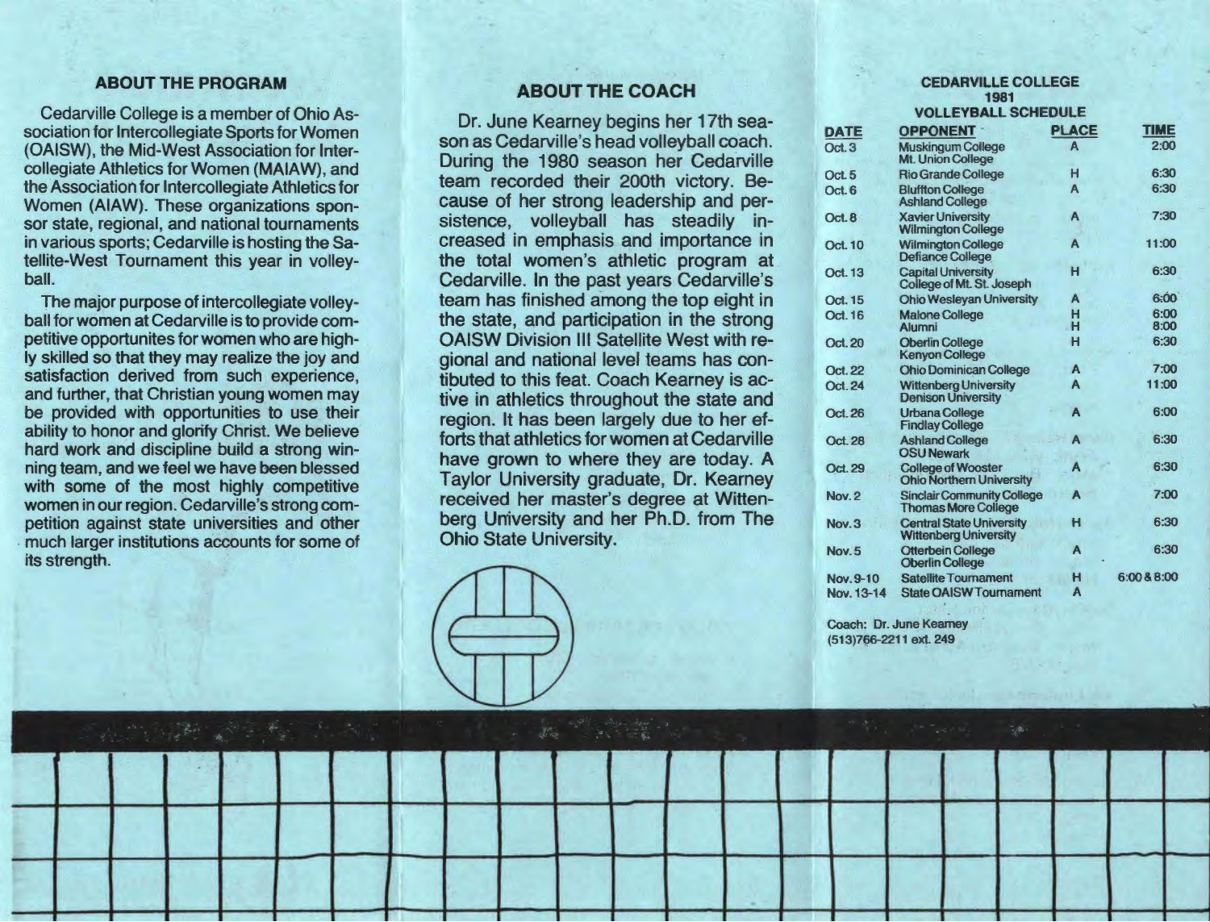## ABOUT THE PROGRAM

Cedarville College is a member of Ohio Association for Intercollegiate Sports for Women (OAISW), the Mid-West Association for Intercollegiate Athletics for Women (MAIAW), and the Association for Intercollegiate Athletics for Women (AIAW). These organizations sponsor state, regional, and national tournaments in various sports; Cedarville is hosting the Satellite-West Tournament this year in volleyball.

The major purpose of intercollegiate volleyball for women at Cedarville is to provide competitive opportunites for women who are highly skilled so that they may realize the joy and satisfaction derived from such experience, and further, that Christian young women may be provided with opportunities to use their ability to honor and glorify Christ. We believe hard work and discipline build a strong winning team, and we feel we have been blessed with some of the most highly competitive women in our region. Cedarville's strong competition against state universities and other much larger institutions accounts for some of its strength.

## ABOUT THE COACH

Dr. June Kearney begins her 17th season as Cedarville's head volleyball coach. During the 1980 season her Cedarville team recorded their 200th victory. Because of her strong leadership and persistence, volleyball has steadily increased in emphasis and importance in the total women's athletic program at Cedarville. In the past years Cedarville's team has finished among the top eight in the state, and participation in the strong OAISW Division III Satellite West with regional and national level teams has contibuted to this feat. Coach Kearney is active in athletics throughout the state and region. It has been largely due to her efforts that athletics for women at Cedarville have grown to where they are today. A Taylor University graduate, Dr. Kearney received her master's degree at Wittenberg University and her Ph.D. from The Ohio State University.

## CEDARVILLE COLLEGE 1981 VOLLEYBALL SCHEDULE

| DATE | OPPONENT | PLACE | TIME |
|---|---|---|---|
| Oct. 3 | Muskingum College<br>Mt. Union College | A | 2:00 |
| Oct. 5 | Rio Grande College | H | 6:30 |
| Oct. 6 | Bluffton College<br>Ashland College | A | 6:30 |
| Oct. 8 | Xavier University<br>Wilmington College | A | 7:30 |
| Oct. 10 | Wilmington College<br>Defiance College | A | 11:00 |
| Oct. 13 | Capital University<br>College of Mt. St. Joseph | H | 6:30 |
| Oct. 15 | Ohio Wesleyan University | A | 6:00 |
| Oct. 16 | Malone College<br>Alumni | H<br>H | 6:00<br>8:00 |
| Oct. 20 | Oberlin College<br>Kenyon College | H | 6:30 |
| Oct. 22 | Ohio Dominican College | A | 7:00 |
| Oct. 24 | Wittenberg University<br>Denison University | A | 11:00 |
| Oct. 26 | Urbana College<br>Findlay College | A | 6:00 |
| Oct. 28 | Ashland College<br>OSU Newark | A | 6:30 |
| Oct. 29 | College of Wooster<br>Ohio Northern University | A | 6:30 |
| Nov. 2 | Sinclair Community College<br>Thomas More College | A | 7:00 |
| Nov. 3 | Central State University<br>Wittenberg University | H | 6:30 |
| Nov. 5 | Otterbein College<br>Oberlin College | A | 6:30 |
| Nov. 9-10 | Satellite Tournament | H | 6:00 & 8:00 |
| Nov. 13-14 | State OAISW Tournament | A | |

Coach: Dr. June Kearney
(513)766-2211 ext. 249